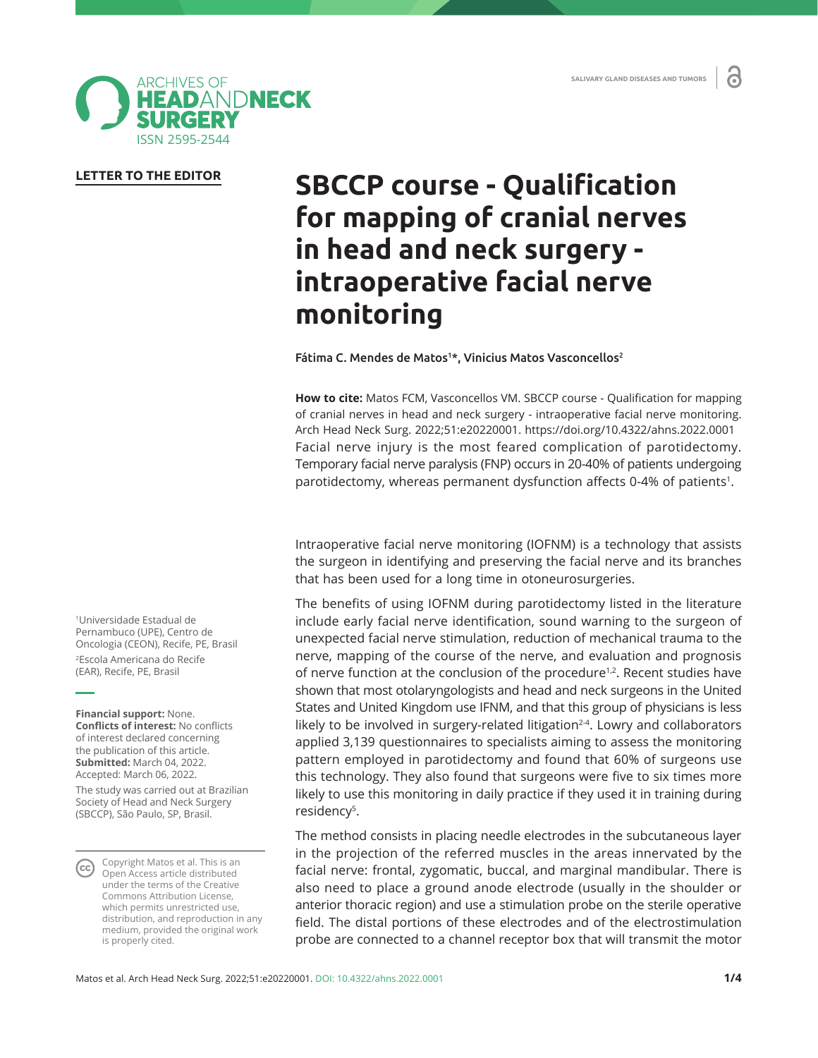LETTER TO THE EDITOR

# SBCCP course - Qualification for mapping of cranial nerves in head and neck surgery - intraoperative facial nerve monitoring

**Fátima C. Mendes de Matos[1]*, Vinicius Matos Vasconcellos[2]**

**How to cite:** Matos FCM, Vasconcellos VM. SBCCP course - Qualification for mapping of cranial nerves in head and neck surgery - intraoperative facial nerve monitoring. Arch Head Neck Surg. 2022;51:e20220001. https://doi.org/10.4322/ahns.2022.0001

[1]Universidade Estadual de Pernambuco (UPE), Centro de Oncologia (CEON), Recife, PE, Brasil
[2]Escola Americana do Recife (EAR), Recife, PE, Brasil

**Financial support:** None.
**Conflicts of interest:** No conflicts of interest declared concerning the publication of this article.
**Submitted:** March 04, 2022.
Accepted: March 06, 2022.

The study was carried out at Brazilian Society of Head and Neck Surgery (SBCCP), São Paulo, SP, Brasil.

Copyright Matos et al. This is an Open Access article distributed under the terms of the Creative Commons Attribution License, which permits unrestricted use, distribution, and reproduction in any medium, provided the original work is properly cited.

Facial nerve injury is the most feared complication of parotidectomy. Temporary facial nerve paralysis (FNP) occurs in 20-40% of patients undergoing parotidectomy, whereas permanent dysfunction affects 0-4% of patients[1].

Intraoperative facial nerve monitoring (IOFNM) is a technology that assists the surgeon in identifying and preserving the facial nerve and its branches that has been used for a long time in otoneurosurgeries.

The benefits of using IOFNM during parotidectomy listed in the literature include early facial nerve identification, sound warning to the surgeon of unexpected facial nerve stimulation, reduction of mechanical trauma to the nerve, mapping of the course of the nerve, and evaluation and prognosis of nerve function at the conclusion of the procedure[1,2]. Recent studies have shown that most otolaryngologists and head and neck surgeons in the United States and United Kingdom use IFNM, and that this group of physicians is less likely to be involved in surgery-related litigation[2-4]. Lowry and collaborators applied 3,139 questionnaires to specialists aiming to assess the monitoring pattern employed in parotidectomy and found that 60% of surgeons use this technology. They also found that surgeons were five to six times more likely to use this monitoring in daily practice if they used it in training during residency[5].

The method consists in placing needle electrodes in the subcutaneous layer in the projection of the referred muscles in the areas innervated by the facial nerve: frontal, zygomatic, buccal, and marginal mandibular. There is also need to place a ground anode electrode (usually in the shoulder or anterior thoracic region) and use a stimulation probe on the sterile operative field. The distal portions of these electrodes and of the electrostimulation probe are connected to a channel receptor box that will transmit the motor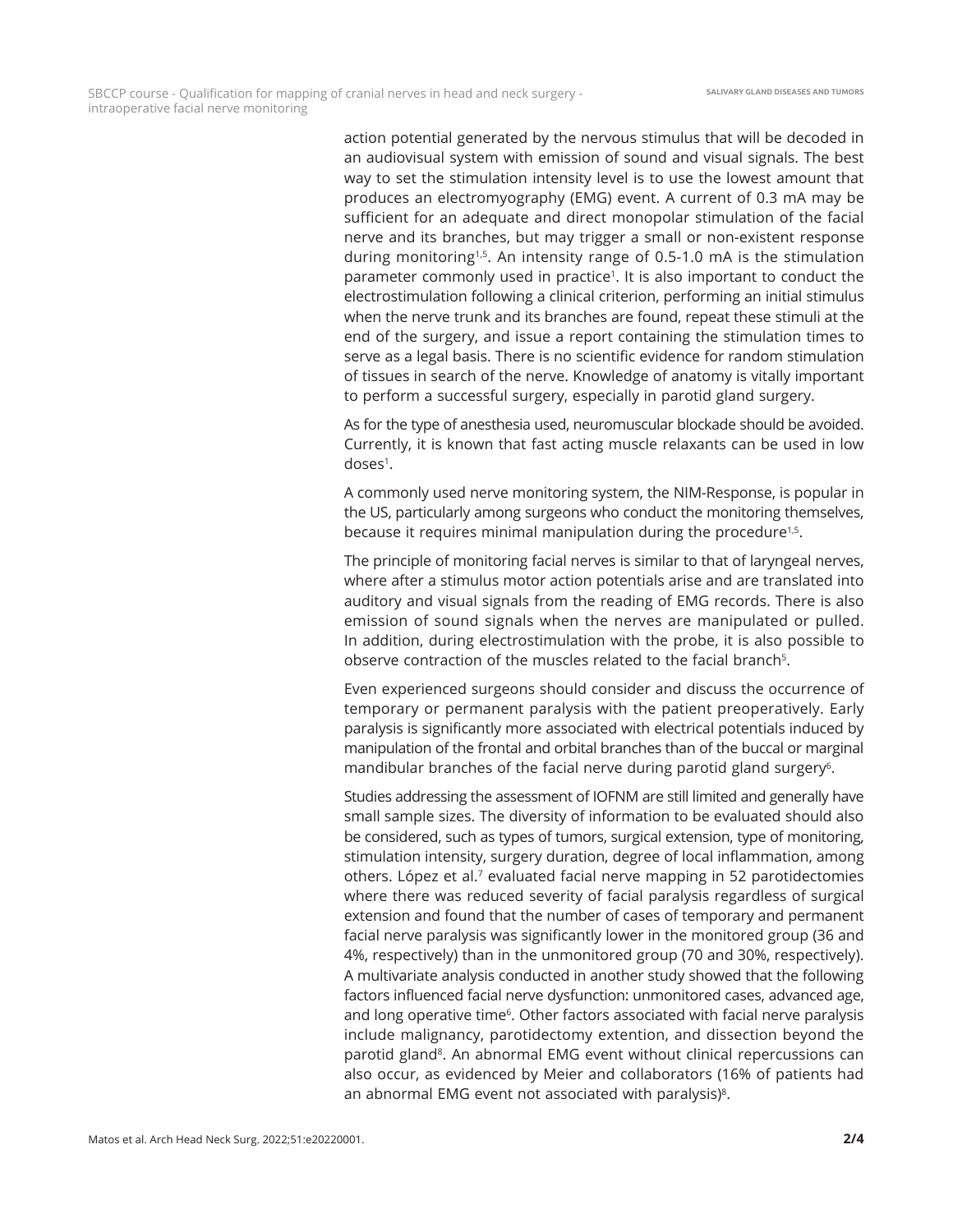action potential generated by the nervous stimulus that will be decoded in an audiovisual system with emission of sound and visual signals. The best way to set the stimulation intensity level is to use the lowest amount that produces an electromyography (EMG) event. A current of 0.3 mA may be sufficient for an adequate and direct monopolar stimulation of the facial nerve and its branches, but may trigger a small or non-existent response during monitoring[1,5]. An intensity range of 0.5-1.0 mA is the stimulation parameter commonly used in practice[1]. It is also important to conduct the electrostimulation following a clinical criterion, performing an initial stimulus when the nerve trunk and its branches are found, repeat these stimuli at the end of the surgery, and issue a report containing the stimulation times to serve as a legal basis. There is no scientific evidence for random stimulation of tissues in search of the nerve. Knowledge of anatomy is vitally important to perform a successful surgery, especially in parotid gland surgery.

As for the type of anesthesia used, neuromuscular blockade should be avoided. Currently, it is known that fast acting muscle relaxants can be used in low doses[1].

A commonly used nerve monitoring system, the NIM-Response, is popular in the US, particularly among surgeons who conduct the monitoring themselves, because it requires minimal manipulation during the procedure[1,5].

The principle of monitoring facial nerves is similar to that of laryngeal nerves, where after a stimulus motor action potentials arise and are translated into auditory and visual signals from the reading of EMG records. There is also emission of sound signals when the nerves are manipulated or pulled. In addition, during electrostimulation with the probe, it is also possible to observe contraction of the muscles related to the facial branch[5].

Even experienced surgeons should consider and discuss the occurrence of temporary or permanent paralysis with the patient preoperatively. Early paralysis is significantly more associated with electrical potentials induced by manipulation of the frontal and orbital branches than of the buccal or marginal mandibular branches of the facial nerve during parotid gland surgery[6].

Studies addressing the assessment of IOFNM are still limited and generally have small sample sizes. The diversity of information to be evaluated should also be considered, such as types of tumors, surgical extension, type of monitoring, stimulation intensity, surgery duration, degree of local inflammation, among others. López et al.[7] evaluated facial nerve mapping in 52 parotidectomies where there was reduced severity of facial paralysis regardless of surgical extension and found that the number of cases of temporary and permanent facial nerve paralysis was significantly lower in the monitored group (36 and 4%, respectively) than in the unmonitored group (70 and 30%, respectively). A multivariate analysis conducted in another study showed that the following factors influenced facial nerve dysfunction: unmonitored cases, advanced age, and long operative time[6]. Other factors associated with facial nerve paralysis include malignancy, parotidectomy extention, and dissection beyond the parotid gland[8]. An abnormal EMG event without clinical repercussions can also occur, as evidenced by Meier and collaborators (16% of patients had an abnormal EMG event not associated with paralysis)[8].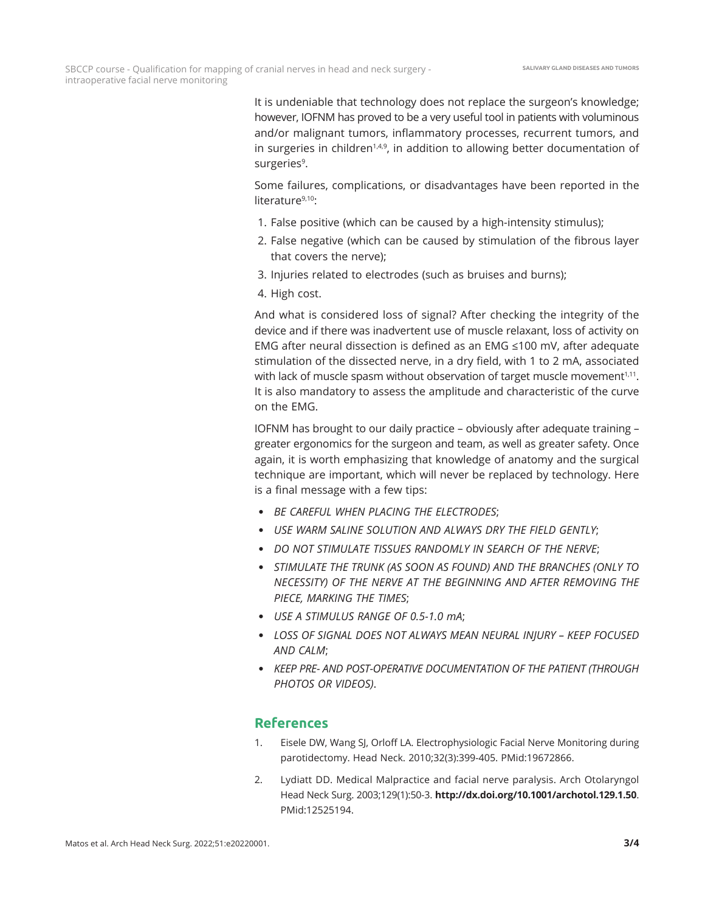It is undeniable that technology does not replace the surgeon's knowledge; however, IOFNM has proved to be a very useful tool in patients with voluminous and/or malignant tumors, inflammatory processes, recurrent tumors, and in surgeries in children[1,4,9], in addition to allowing better documentation of surgeries[9].

Some failures, complications, or disadvantages have been reported in the literature[9,10]:

1. False positive (which can be caused by a high-intensity stimulus);
2. False negative (which can be caused by stimulation of the fibrous layer that covers the nerve);
3. Injuries related to electrodes (such as bruises and burns);
4. High cost.

And what is considered loss of signal? After checking the integrity of the device and if there was inadvertent use of muscle relaxant, loss of activity on EMG after neural dissection is defined as an EMG ≤100 mV, after adequate stimulation of the dissected nerve, in a dry field, with 1 to 2 mA, associated with lack of muscle spasm without observation of target muscle movement[1,11]. It is also mandatory to assess the amplitude and characteristic of the curve on the EMG.

IOFNM has brought to our daily practice – obviously after adequate training – greater ergonomics for the surgeon and team, as well as greater safety. Once again, it is worth emphasizing that knowledge of anatomy and the surgical technique are important, which will never be replaced by technology. Here is a final message with a few tips:

- *BE CAREFUL WHEN PLACING THE ELECTRODES*;
- *USE WARM SALINE SOLUTION AND ALWAYS DRY THE FIELD GENTLY*;
- *DO NOT STIMULATE TISSUES RANDOMLY IN SEARCH OF THE NERVE*;
- *STIMULATE THE TRUNK (AS SOON AS FOUND) AND THE BRANCHES (ONLY TO NECESSITY) OF THE NERVE AT THE BEGINNING AND AFTER REMOVING THE PIECE, MARKING THE TIMES*;
- *USE A STIMULUS RANGE OF 0.5-1.0 mA*;
- *LOSS OF SIGNAL DOES NOT ALWAYS MEAN NEURAL INJURY – KEEP FOCUSED AND CALM*;
- *KEEP PRE- AND POST-OPERATIVE DOCUMENTATION OF THE PATIENT (THROUGH PHOTOS OR VIDEOS)*.

## References

1. Eisele DW, Wang SJ, Orloff LA. Electrophysiologic Facial Nerve Monitoring during parotidectomy. Head Neck. 2010;32(3):399-405. PMid:19672866.
2. Lydiatt DD. Medical Malpractice and facial nerve paralysis. Arch Otolaryngol Head Neck Surg. 2003;129(1):50-3. **http://dx.doi.org/10.1001/archotol.129.1.50**. PMid:12525194.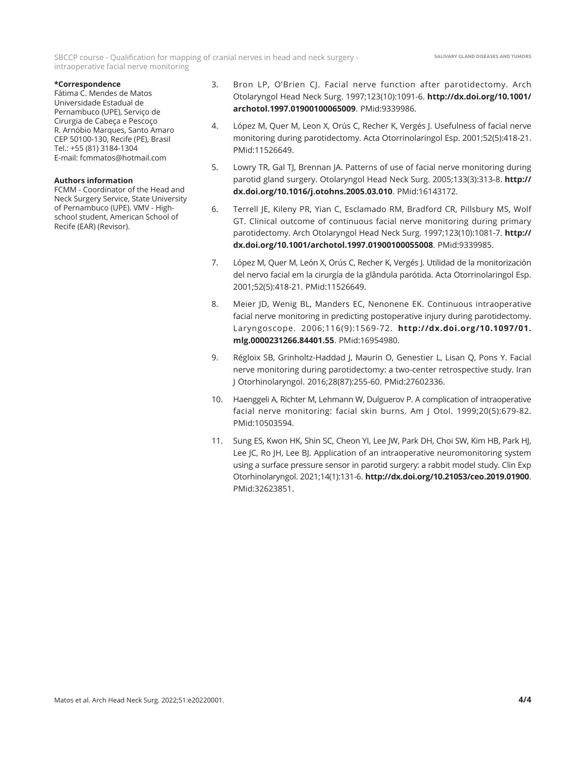**\*Correspondence**

Fátima C. Mendes de Matos
Universidade Estadual de Pernambuco (UPE), Serviço de Cirurgia de Cabeça e Pescoço
R. Arnóbio Marques, Santo Amaro
CEP 50100-130, Recife (PE), Brasil
Tel.: +55 (81) 3184-1304
E-mail: fcmmatos@hotmail.com

**Authors information**

FCMM - Coordinator of the Head and Neck Surgery Service, State University of Pernambuco (UPE). VMV - High-school student, American School of Recife (EAR) (Revisor).

3. Bron LP, O'Brien CJ. Facial nerve function after parotidectomy. Arch Otolaryngol Head Neck Surg. 1997;123(10):1091-6. **http://dx.doi.org/10.1001/archotol.1997.01900100065009**. PMid:9339986.
4. López M, Quer M, Leon X, Orús C, Recher K, Vergés J. Usefulness of facial nerve monitoring during parotidectomy. Acta Otorrinolaringol Esp. 2001;52(5):418-21. PMid:11526649.
5. Lowry TR, Gal TJ, Brennan JA. Patterns of use of facial nerve monitoring during parotid gland surgery. Otolaryngol Head Neck Surg. 2005;133(3):313-8. **http://dx.doi.org/10.1016/j.otohns.2005.03.010**. PMid:16143172.
6. Terrell JE, Kileny PR, Yian C, Esclamado RM, Bradford CR, Pillsbury MS, Wolf GT. Clinical outcome of continuous facial nerve monitoring during primary parotidectomy. Arch Otolaryngol Head Neck Surg. 1997;123(10):1081-7. **http://dx.doi.org/10.1001/archotol.1997.01900100055008**. PMid:9339985.
7. López M, Quer M, León X, Orús C, Recher K, Vergés J. Utilidad de la monitorización del nervo facial em la cirurgía de la glândula parótida. Acta Otorrinolaringol Esp. 2001;52(5):418-21. PMid:11526649.
8. Meier JD, Wenig BL, Manders EC, Nenonene EK. Continuous intraoperative facial nerve monitoring in predicting postoperative injury during parotidectomy. Laryngoscope. 2006;116(9):1569-72. **http://dx.doi.org/10.1097/01.mlg.0000231266.84401.55**. PMid:16954980.
9. Régloix SB, Grinholtz-Haddad J, Maurin O, Genestier L, Lisan Q, Pons Y. Facial nerve monitoring during parotidectomy: a two-center retrospective study. Iran J Otorhinolaryngol. 2016;28(87):255-60. PMid:27602336.
10. Haenggeli A, Richter M, Lehmann W, Dulguerov P. A complication of intraoperative facial nerve monitoring: facial skin burns. Am J Otol. 1999;20(5):679-82. PMid:10503594.
11. Sung ES, Kwon HK, Shin SC, Cheon YI, Lee JW, Park DH, Choi SW, Kim HB, Park HJ, Lee JC, Ro JH, Lee BJ. Application of an intraoperative neuromonitoring system using a surface pressure sensor in parotid surgery: a rabbit model study. Clin Exp Otorhinolaryngol. 2021;14(1):131-6. **http://dx.doi.org/10.21053/ceo.2019.01900**. PMid:32623851.